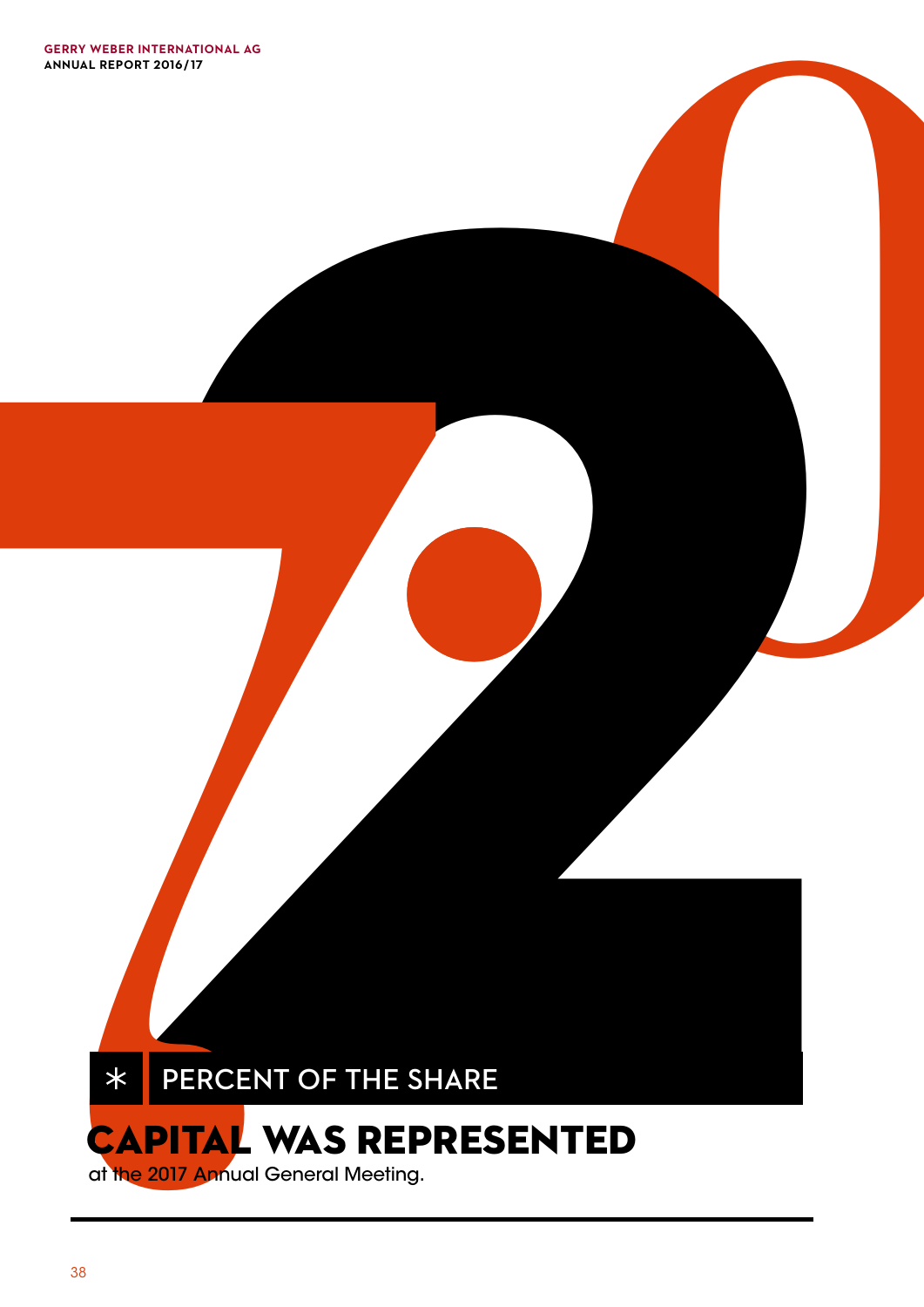# 72.0

\* PERCENT OF THE SHARE

**CAPITAL WAS REPRESENTED**

at the 2017 Annual General Meeting.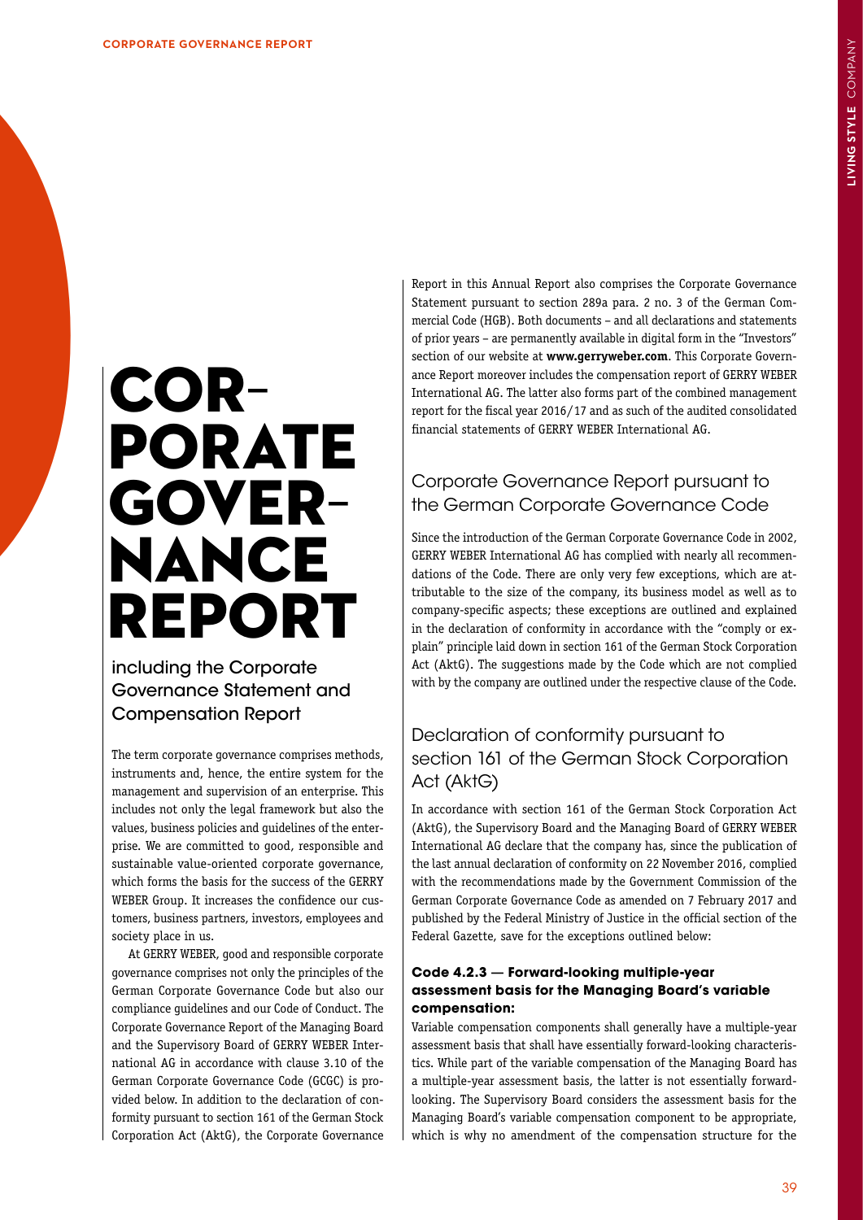# CORPORATE GOVERNANCE REPORT

## including the Corporate Governance Statement and Compensation Report

The term corporate governance comprises methods, instruments and, hence, the entire system for the management and supervision of an enterprise. This includes not only the legal framework but also the values, business policies and guidelines of the enterprise. We are committed to good, responsible and sustainable value-oriented corporate governance, which forms the basis for the success of the GERRY WEBER Group. It increases the confidence our customers, business partners, investors, employees and society place in us.

At GERRY WEBER, good and responsible corporate governance comprises not only the principles of the German Corporate Governance Code but also our compliance guidelines and our Code of Conduct. The Corporate Governance Report of the Managing Board and the Supervisory Board of GERRY WEBER International AG in accordance with clause 3.10 of the German Corporate Governance Code (GCGC) is provided below. In addition to the declaration of conformity pursuant to section 161 of the German Stock Corporation Act (AktG), the Corporate Governance Report in this Annual Report also comprises the Corporate Governance Statement pursuant to section 289a para. 2 no. 3 of the German Commercial Code (HGB). Both documents – and all declarations and statements of prior years – are permanently available in digital form in the "Investors" section of our website at **www.gerryweber.com**. This Corporate Governance Report moreover includes the compensation report of GERRY WEBER International AG. The latter also forms part of the combined management report for the fiscal year 2016/17 and as such of the audited consolidated financial statements of GERRY WEBER International AG.

## Corporate Governance Report pursuant to the German Corporate Governance Code

Since the introduction of the German Corporate Governance Code in 2002, GERRY WEBER International AG has complied with nearly all recommendations of the Code. There are only very few exceptions, which are attributable to the size of the company, its business model as well as to company-specific aspects; these exceptions are outlined and explained in the declaration of conformity in accordance with the "comply or explain" principle laid down in section 161 of the German Stock Corporation Act (AktG). The suggestions made by the Code which are not complied with by the company are outlined under the respective clause of the Code.

## Declaration of conformity pursuant to section 161 of the German Stock Corporation Act (AktG)

In accordance with section 161 of the German Stock Corporation Act (AktG), the Supervisory Board and the Managing Board of GERRY WEBER International AG declare that the company has, since the publication of the last annual declaration of conformity on 22 November 2016, complied with the recommendations made by the Government Commission of the German Corporate Governance Code as amended on 7 February 2017 and published by the Federal Ministry of Justice in the official section of the Federal Gazette, save for the exceptions outlined below:

### Code 4.2.3 — Forward-looking multiple-year assessment basis for the Managing Board's variable compensation:

Variable compensation components shall generally have a multiple-year assessment basis that shall have essentially forward-looking characteristics. While part of the variable compensation of the Managing Board has a multiple-year assessment basis, the latter is not essentially forward-looking. The Supervisory Board considers the assessment basis for the Managing Board's variable compensation component to be appropriate, which is why no amendment of the compensation structure for the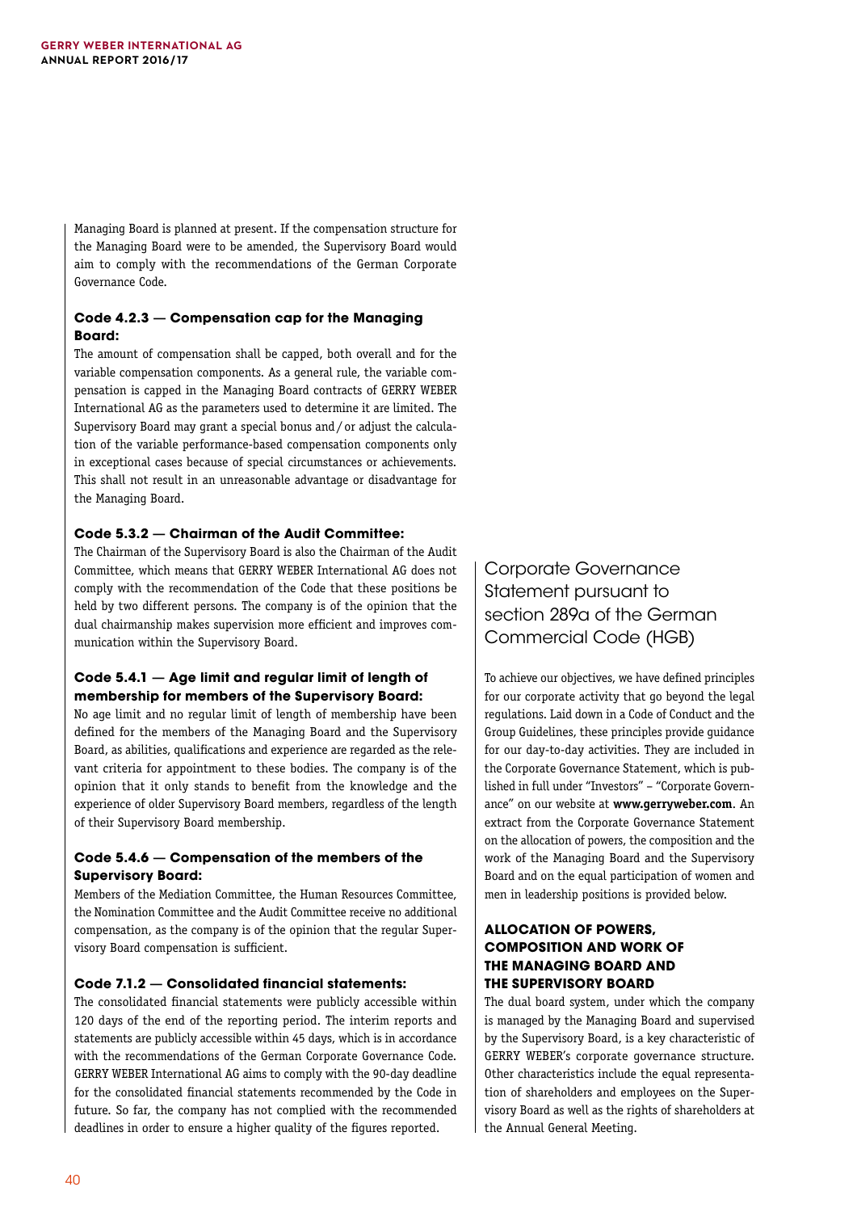Managing Board is planned at present. If the compensation structure for the Managing Board were to be amended, the Supervisory Board would aim to comply with the recommendations of the German Corporate Governance Code.

### Code 4.2.3 — Compensation cap for the Managing Board:

The amount of compensation shall be capped, both overall and for the variable compensation components. As a general rule, the variable compensation is capped in the Managing Board contracts of GERRY WEBER International AG as the parameters used to determine it are limited. The Supervisory Board may grant a special bonus and / or adjust the calculation of the variable performance-based compensation components only in exceptional cases because of special circumstances or achievements. This shall not result in an unreasonable advantage or disadvantage for the Managing Board.

### Code 5.3.2 — Chairman of the Audit Committee:

The Chairman of the Supervisory Board is also the Chairman of the Audit Committee, which means that GERRY WEBER International AG does not comply with the recommendation of the Code that these positions be held by two different persons. The company is of the opinion that the dual chairmanship makes supervision more efficient and improves communication within the Supervisory Board.

### Code 5.4.1 — Age limit and regular limit of length of membership for members of the Supervisory Board:

No age limit and no regular limit of length of membership have been defined for the members of the Managing Board and the Supervisory Board, as abilities, qualifications and experience are regarded as the relevant criteria for appointment to these bodies. The company is of the opinion that it only stands to benefit from the knowledge and the experience of older Supervisory Board members, regardless of the length of their Supervisory Board membership.

### Code 5.4.6 — Compensation of the members of the Supervisory Board:

Members of the Mediation Committee, the Human Resources Committee, the Nomination Committee and the Audit Committee receive no additional compensation, as the company is of the opinion that the regular Supervisory Board compensation is sufficient.

### Code 7.1.2 — Consolidated financial statements:

The consolidated financial statements were publicly accessible within 120 days of the end of the reporting period. The interim reports and statements are publicly accessible within 45 days, which is in accordance with the recommendations of the German Corporate Governance Code. GERRY WEBER International AG aims to comply with the 90-day deadline for the consolidated financial statements recommended by the Code in future. So far, the company has not complied with the recommended deadlines in order to ensure a higher quality of the figures reported.

## Corporate Governance Statement pursuant to section 289a of the German Commercial Code (HGB)

To achieve our objectives, we have defined principles for our corporate activity that go beyond the legal regulations. Laid down in a Code of Conduct and the Group Guidelines, these principles provide guidance for our day-to-day activities. They are included in the Corporate Governance Statement, which is published in full under "Investors" – "Corporate Governance" on our website at **www.gerryweber.com**. An extract from the Corporate Governance Statement on the allocation of powers, the composition and the work of the Managing Board and the Supervisory Board and on the equal participation of women and men in leadership positions is provided below.

### ALLOCATION OF POWERS, COMPOSITION AND WORK OF THE MANAGING BOARD AND THE SUPERVISORY BOARD

The dual board system, under which the company is managed by the Managing Board and supervised by the Supervisory Board, is a key characteristic of GERRY WEBER's corporate governance structure. Other characteristics include the equal representation of shareholders and employees on the Supervisory Board as well as the rights of shareholders at the Annual General Meeting.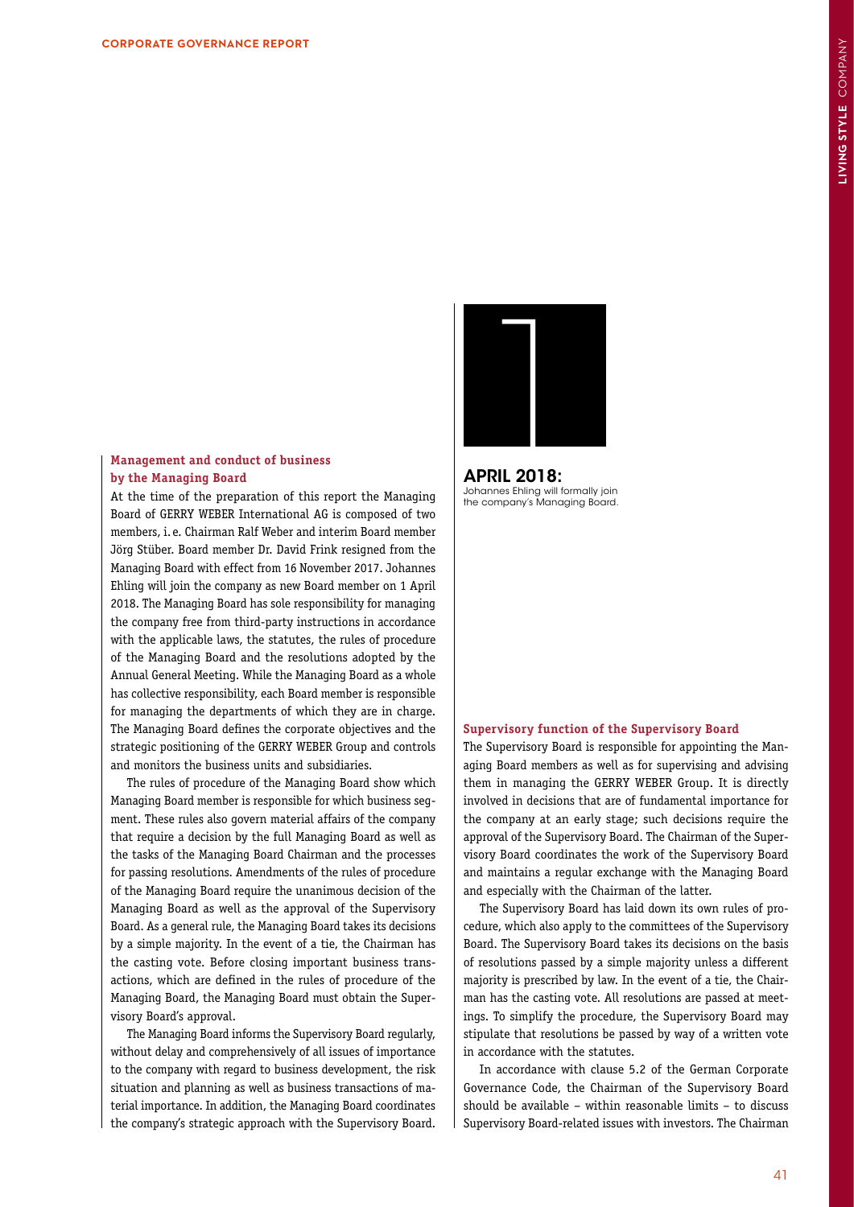**APRIL 2018:**
Johannes Ehling will formally join the company's Managing Board.

### Management and conduct of business by the Managing Board

At the time of the preparation of this report the Managing Board of GERRY WEBER International AG is composed of two members, i. e. Chairman Ralf Weber and interim Board member Jörg Stüber. Board member Dr. David Frink resigned from the Managing Board with effect from 16 November 2017. Johannes Ehling will join the company as new Board member on 1 April 2018. The Managing Board has sole responsibility for managing the company free from third-party instructions in accordance with the applicable laws, the statutes, the rules of procedure of the Managing Board and the resolutions adopted by the Annual General Meeting. While the Managing Board as a whole has collective responsibility, each Board member is responsible for managing the departments of which they are in charge. The Managing Board defines the corporate objectives and the strategic positioning of the GERRY WEBER Group and controls and monitors the business units and subsidiaries.

The rules of procedure of the Managing Board show which Managing Board member is responsible for which business segment. These rules also govern material affairs of the company that require a decision by the full Managing Board as well as the tasks of the Managing Board Chairman and the processes for passing resolutions. Amendments of the rules of procedure of the Managing Board require the unanimous decision of the Managing Board as well as the approval of the Supervisory Board. As a general rule, the Managing Board takes its decisions by a simple majority. In the event of a tie, the Chairman has the casting vote. Before closing important business transactions, which are defined in the rules of procedure of the Managing Board, the Managing Board must obtain the Supervisory Board's approval.

The Managing Board informs the Supervisory Board regularly, without delay and comprehensively of all issues of importance to the company with regard to business development, the risk situation and planning as well as business transactions of material importance. In addition, the Managing Board coordinates the company's strategic approach with the Supervisory Board.

### Supervisory function of the Supervisory Board

The Supervisory Board is responsible for appointing the Managing Board members as well as for supervising and advising them in managing the GERRY WEBER Group. It is directly involved in decisions that are of fundamental importance for the company at an early stage; such decisions require the approval of the Supervisory Board. The Chairman of the Supervisory Board coordinates the work of the Supervisory Board and maintains a regular exchange with the Managing Board and especially with the Chairman of the latter.

The Supervisory Board has laid down its own rules of procedure, which also apply to the committees of the Supervisory Board. The Supervisory Board takes its decisions on the basis of resolutions passed by a simple majority unless a different majority is prescribed by law. In the event of a tie, the Chairman has the casting vote. All resolutions are passed at meetings. To simplify the procedure, the Supervisory Board may stipulate that resolutions be passed by way of a written vote in accordance with the statutes.

In accordance with clause 5.2 of the German Corporate Governance Code, the Chairman of the Supervisory Board should be available – within reasonable limits – to discuss Supervisory Board-related issues with investors. The Chairman